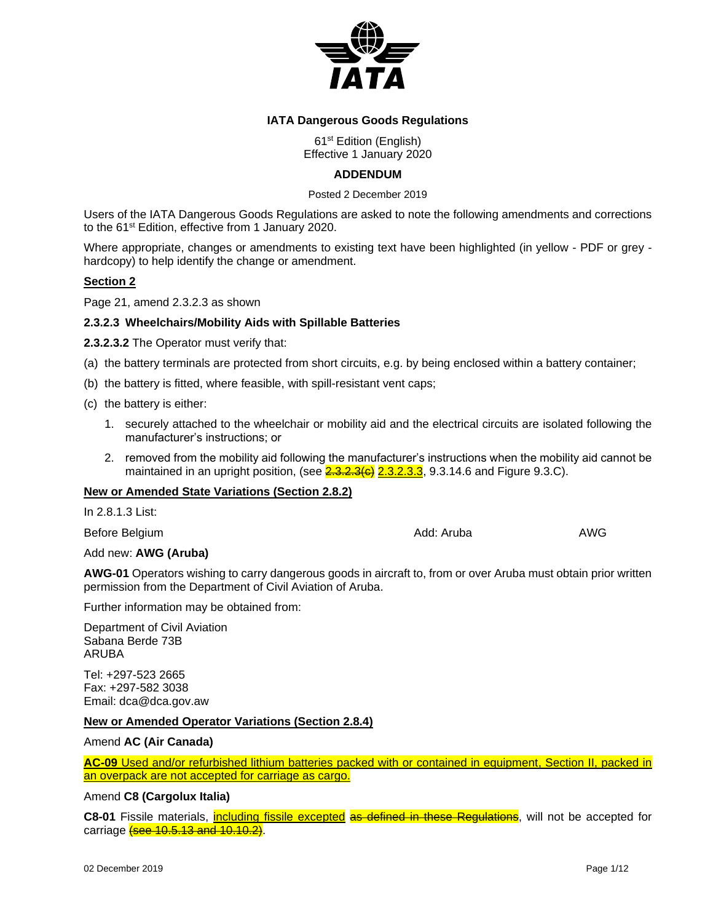**IATA Dangerous Goods Regulations**

61st Edition (English)
Effective 1 January 2020

**ADDENDUM**

Posted 2 December 2019

Users of the IATA Dangerous Goods Regulations are asked to note the following amendments and corrections to the 61st Edition, effective from 1 January 2020.

Where appropriate, changes or amendments to existing text have been highlighted (in yellow - PDF or grey - hardcopy) to help identify the change or amendment.

## Section 2

Page 21, amend 2.3.2.3 as shown

### 2.3.2.3 Wheelchairs/Mobility Aids with Spillable Batteries

**2.3.2.3.2** The Operator must verify that:

(a) the battery terminals are protected from short circuits, e.g. by being enclosed within a battery container;

(b) the battery is fitted, where feasible, with spill-resistant vent caps;

(c) the battery is either:

1. securely attached to the wheelchair or mobility aid and the electrical circuits are isolated following the manufacturer's instructions; or
2. removed from the mobility aid following the manufacturer's instructions when the mobility aid cannot be maintained in an upright position, (see ~~2.3.2.3(c)~~ 2.3.2.3.3, 9.3.14.6 and Figure 9.3.C).

## New or Amended State Variations (Section 2.8.2)

In 2.8.1.3 List:

| Before Belgium | Add: Aruba | AWG |
|---|---|---|

Add new: **AWG (Aruba)**

**AWG-01** Operators wishing to carry dangerous goods in aircraft to, from or over Aruba must obtain prior written permission from the Department of Civil Aviation of Aruba.

Further information may be obtained from:

Department of Civil Aviation
Sabana Berde 73B
ARUBA

Tel: +297-523 2665
Fax: +297-582 3038
Email: dca@dca.gov.aw

## New or Amended Operator Variations (Section 2.8.4)

Amend **AC (Air Canada)**

**AC-09** Used and/or refurbished lithium batteries packed with or contained in equipment, Section II, packed in an overpack are not accepted for carriage as cargo.

Amend **C8 (Cargolux Italia)**

**C8-01** Fissile materials, including fissile excepted ~~as defined in these Regulations~~, will not be accepted for carriage ~~(see 10.5.13 and 10.10.2)~~.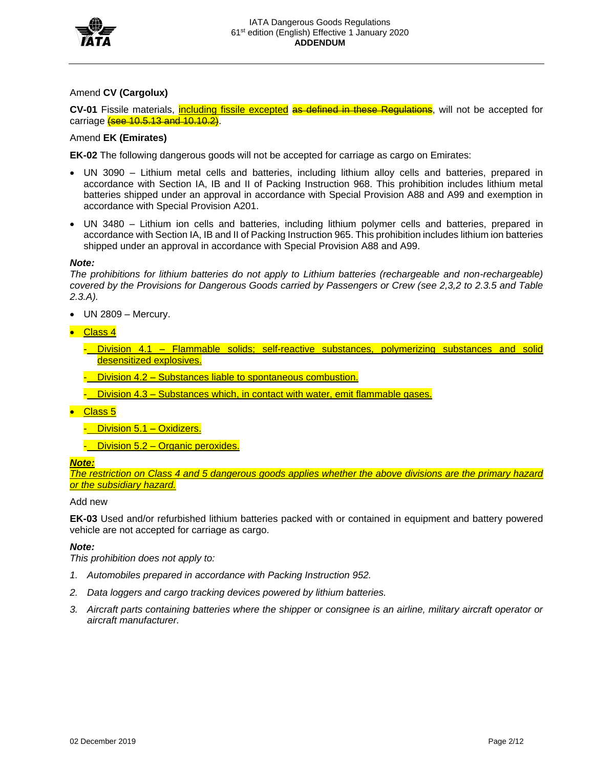Amend **CV (Cargolux)**

**CV-01** Fissile materials, including fissile excepted ~~as defined in these Regulations~~, will not be accepted for carriage ~~(see 10.5.13 and 10.10.2)~~.

Amend **EK (Emirates)**

**EK-02** The following dangerous goods will not be accepted for carriage as cargo on Emirates:

- UN 3090 – Lithium metal cells and batteries, including lithium alloy cells and batteries, prepared in accordance with Section IA, IB and II of Packing Instruction 968. This prohibition includes lithium metal batteries shipped under an approval in accordance with Special Provision A88 and A99 and exemption in accordance with Special Provision A201.
- UN 3480 – Lithium ion cells and batteries, including lithium polymer cells and batteries, prepared in accordance with Section IA, IB and II of Packing Instruction 965. This prohibition includes lithium ion batteries shipped under an approval in accordance with Special Provision A88 and A99.

***Note:***
*The prohibitions for lithium batteries do not apply to Lithium batteries (rechargeable and non-rechargeable) covered by the Provisions for Dangerous Goods carried by Passengers or Crew (see 2,3,2 to 2.3.5 and Table 2.3.A).*

- UN 2809 – Mercury.
- Class 4
  - Division 4.1 – Flammable solids; self-reactive substances, polymerizing substances and solid desensitized explosives.
  - Division 4.2 – Substances liable to spontaneous combustion.
  - Division 4.3 – Substances which, in contact with water, emit flammable gases.
- Class 5
  - Division 5.1 – Oxidizers.
  - Division 5.2 – Organic peroxides.

***Note:***
*The restriction on Class 4 and 5 dangerous goods applies whether the above divisions are the primary hazard or the subsidiary hazard.*

Add new

**EK-03** Used and/or refurbished lithium batteries packed with or contained in equipment and battery powered vehicle are not accepted for carriage as cargo.

***Note:***
*This prohibition does not apply to:*

1. *Automobiles prepared in accordance with Packing Instruction 952.*
2. *Data loggers and cargo tracking devices powered by lithium batteries.*
3. *Aircraft parts containing batteries where the shipper or consignee is an airline, military aircraft operator or aircraft manufacturer.*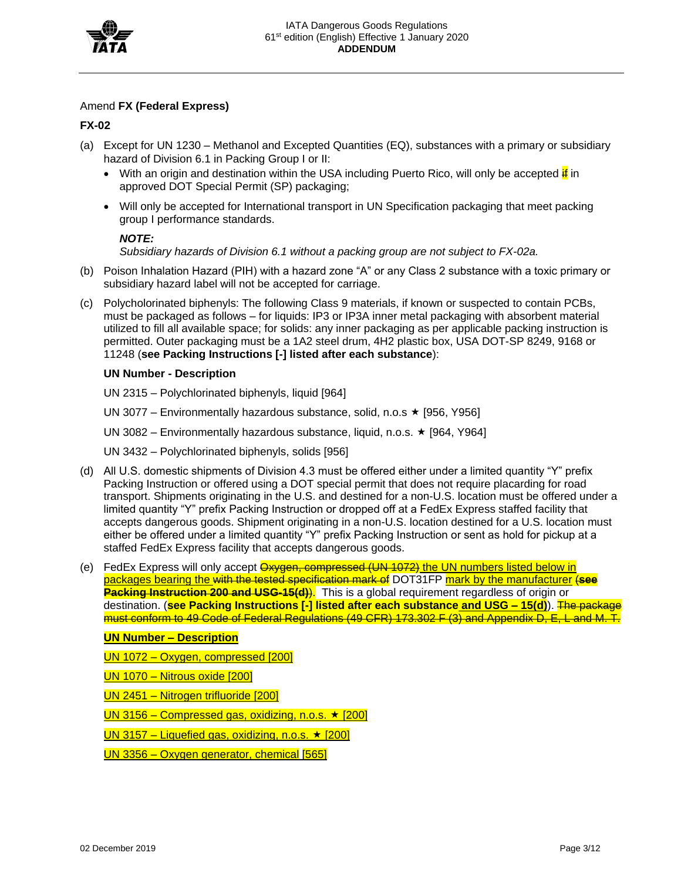Amend **FX (Federal Express)**

**FX-02**

(a) Except for UN 1230 – Methanol and Excepted Quantities (EQ), substances with a primary or subsidiary hazard of Division 6.1 in Packing Group I or II:

- With an origin and destination within the USA including Puerto Rico, will only be accepted ~~if~~ in approved DOT Special Permit (SP) packaging;
- Will only be accepted for International transport in UN Specification packaging that meet packing group I performance standards.

*NOTE:*
*Subsidiary hazards of Division 6.1 without a packing group are not subject to FX-02a.*

(b) Poison Inhalation Hazard (PIH) with a hazard zone "A" or any Class 2 substance with a toxic primary or subsidiary hazard label will not be accepted for carriage.

(c) Polycholorinated biphenyls: The following Class 9 materials, if known or suspected to contain PCBs, must be packaged as follows – for liquids: IP3 or IP3A inner metal packaging with absorbent material utilized to fill all available space; for solids: any inner packaging as per applicable packing instruction is permitted. Outer packaging must be a 1A2 steel drum, 4H2 plastic box, USA DOT-SP 8249, 9168 or 11248 (**see Packing Instructions [-] listed after each substance**):

**UN Number - Description**

UN 2315 – Polychlorinated biphenyls, liquid [964]

UN 3077 – Environmentally hazardous substance, solid, n.o.s ★ [956, Y956]

UN 3082 – Environmentally hazardous substance, liquid, n.o.s. ★ [964, Y964]

UN 3432 – Polychlorinated biphenyls, solids [956]

(d) All U.S. domestic shipments of Division 4.3 must be offered either under a limited quantity "Y" prefix Packing Instruction or offered using a DOT special permit that does not require placarding for road transport. Shipments originating in the U.S. and destined for a non-U.S. location must be offered under a limited quantity "Y" prefix Packing Instruction or dropped off at a FedEx Express staffed facility that accepts dangerous goods. Shipment originating in a non-U.S. location destined for a U.S. location must either be offered under a limited quantity "Y" prefix Packing Instruction or sent as hold for pickup at a staffed FedEx Express facility that accepts dangerous goods.

(e) FedEx Express will only accept ~~Oxygen, compressed (UN 1072)~~ <u>the UN numbers listed below in packages bearing the</u> ~~with the tested specification mark of~~ DOT31FP <u>mark by the manufacturer</u> ~~(**see Packing Instruction 200 and USG-15(d)**)~~. This is a global requirement regardless of origin or destination. (**see Packing Instructions [-] listed after each substance <u>and USG – 15(d)</u>**). ~~The package must conform to 49 Code of Federal Regulations (49 CFR) 173.302 F (3) and Appendix D, E, L and M. T.~~

<u>**UN Number – Description**</u>

<u>UN 1072 – Oxygen, compressed [200]</u>

<u>UN 1070 – Nitrous oxide [200]</u>

<u>UN 2451 – Nitrogen trifluoride [200]</u>

<u>UN 3156 – Compressed gas, oxidizing, n.o.s. ★ [200]</u>

<u>UN 3157 – Liquefied gas, oxidizing, n.o.s. ★ [200]</u>

<u>UN 3356 – Oxygen generator, chemical [565]</u>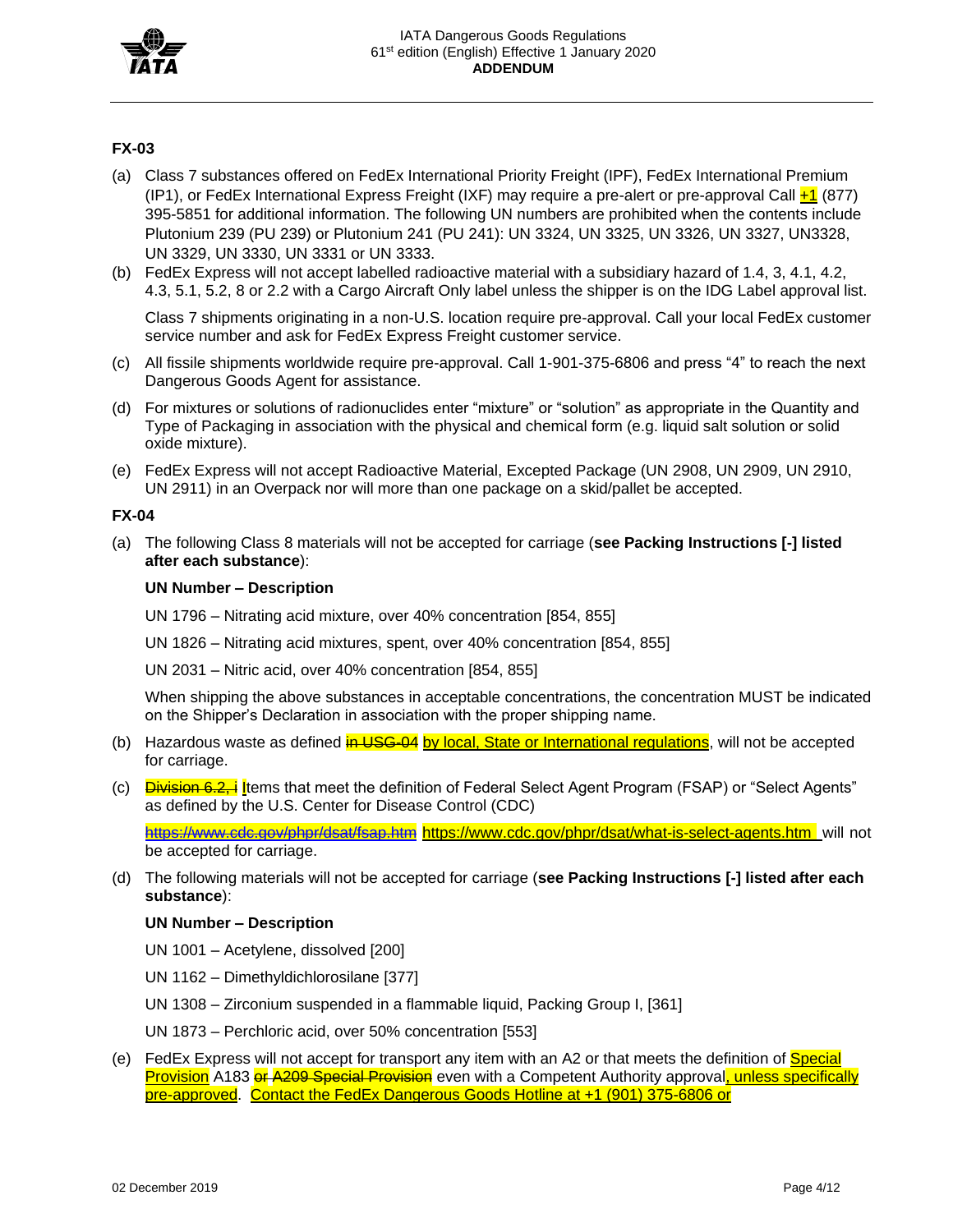**FX-03**

(a) Class 7 substances offered on FedEx International Priority Freight (IPF), FedEx International Premium (IP1), or FedEx International Express Freight (IXF) may require a pre-alert or pre-approval Call +1 (877) 395-5851 for additional information. The following UN numbers are prohibited when the contents include Plutonium 239 (PU 239) or Plutonium 241 (PU 241): UN 3324, UN 3325, UN 3326, UN 3327, UN3328, UN 3329, UN 3330, UN 3331 or UN 3333.

(b) FedEx Express will not accept labelled radioactive material with a subsidiary hazard of 1.4, 3, 4.1, 4.2, 4.3, 5.1, 5.2, 8 or 2.2 with a Cargo Aircraft Only label unless the shipper is on the IDG Label approval list.

Class 7 shipments originating in a non-U.S. location require pre-approval. Call your local FedEx customer service number and ask for FedEx Express Freight customer service.

(c) All fissile shipments worldwide require pre-approval. Call 1-901-375-6806 and press "4" to reach the next Dangerous Goods Agent for assistance.

(d) For mixtures or solutions of radionuclides enter "mixture" or "solution" as appropriate in the Quantity and Type of Packaging in association with the physical and chemical form (e.g. liquid salt solution or solid oxide mixture).

(e) FedEx Express will not accept Radioactive Material, Excepted Package (UN 2908, UN 2909, UN 2910, UN 2911) in an Overpack nor will more than one package on a skid/pallet be accepted.

**FX-04**

(a) The following Class 8 materials will not be accepted for carriage (**see Packing Instructions [-] listed after each substance**):

**UN Number – Description**

UN 1796 – Nitrating acid mixture, over 40% concentration [854, 855]

UN 1826 – Nitrating acid mixtures, spent, over 40% concentration [854, 855]

UN 2031 – Nitric acid, over 40% concentration [854, 855]

When shipping the above substances in acceptable concentrations, the concentration MUST be indicated on the Shipper's Declaration in association with the proper shipping name.

(b) Hazardous waste as defined ~~in USG-04~~ by local, State or International regulations, will not be accepted for carriage.

(c) ~~Division 6.2, i~~ Items that meet the definition of Federal Select Agent Program (FSAP) or "Select Agents" as defined by the U.S. Center for Disease Control (CDC)

~~https://www.cdc.gov/phpr/dsat/fsap.htm~~ https://www.cdc.gov/phpr/dsat/what-is-select-agents.htm will not be accepted for carriage.

(d) The following materials will not be accepted for carriage (**see Packing Instructions [-] listed after each substance**):

**UN Number – Description**

UN 1001 – Acetylene, dissolved [200]

UN 1162 – Dimethyldichlorosilane [377]

UN 1308 – Zirconium suspended in a flammable liquid, Packing Group I, [361]

UN 1873 – Perchloric acid, over 50% concentration [553]

(e) FedEx Express will not accept for transport any item with an A2 or that meets the definition of Special Provision A183 ~~or A209 Special Provision~~ even with a Competent Authority approval, unless specifically pre-approved. Contact the FedEx Dangerous Goods Hotline at +1 (901) 375-6806 or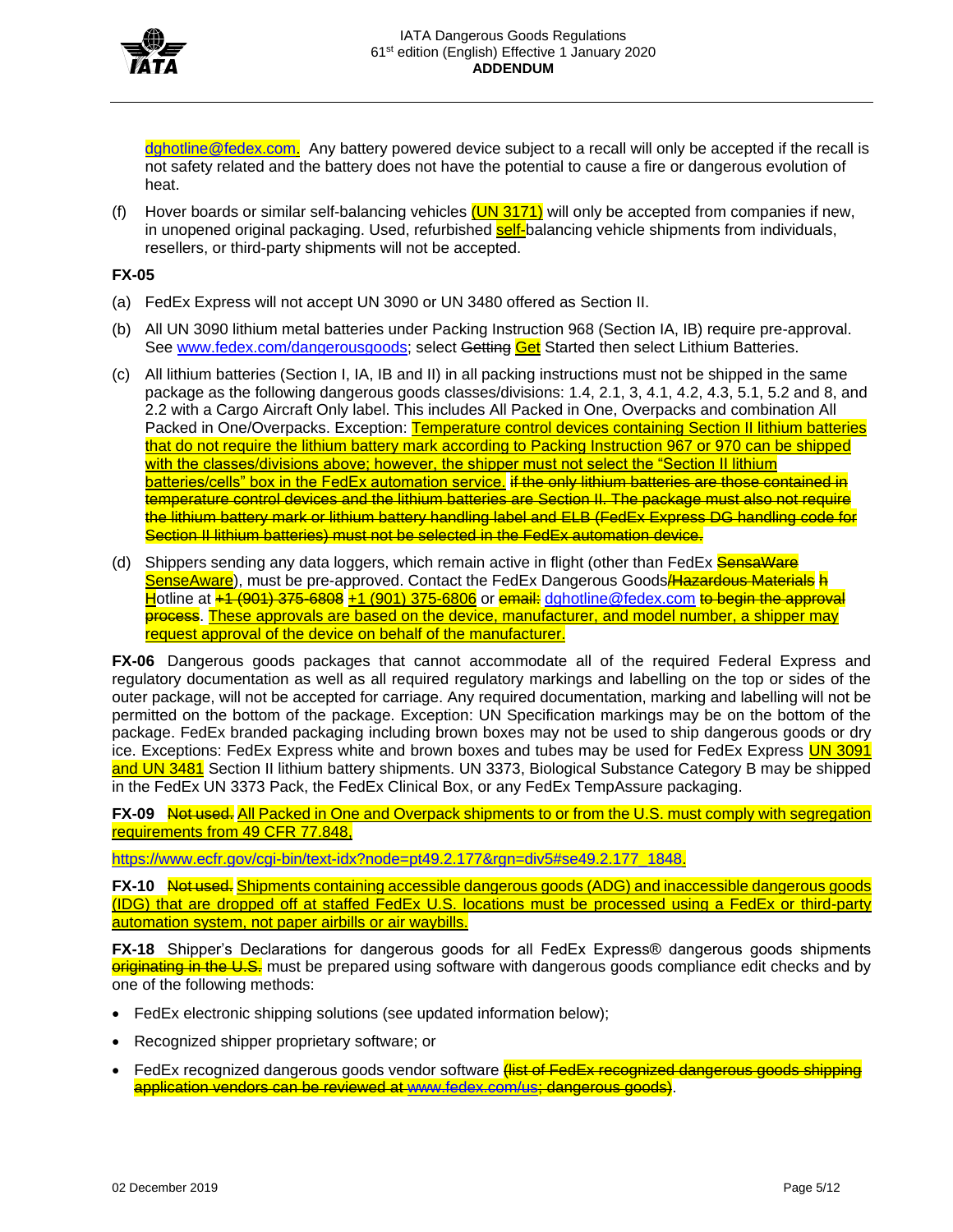dghotline@fedex.com. Any battery powered device subject to a recall will only be accepted if the recall is not safety related and the battery does not have the potential to cause a fire or dangerous evolution of heat.

(f) Hover boards or similar self-balancing vehicles (UN 3171) will only be accepted from companies if new, in unopened original packaging. Used, refurbished self-balancing vehicle shipments from individuals, resellers, or third-party shipments will not be accepted.

**FX-05**

(a) FedEx Express will not accept UN 3090 or UN 3480 offered as Section II.

(b) All UN 3090 lithium metal batteries under Packing Instruction 968 (Section IA, IB) require pre-approval. See www.fedex.com/dangerousgoods; select ~~Getting~~ Get Started then select Lithium Batteries.

(c) All lithium batteries (Section I, IA, IB and II) in all packing instructions must not be shipped in the same package as the following dangerous goods classes/divisions: 1.4, 2.1, 3, 4.1, 4.2, 4.3, 5.1, 5.2 and 8, and 2.2 with a Cargo Aircraft Only label. This includes All Packed in One, Overpacks and combination All Packed in One/Overpacks. Exception: Temperature control devices containing Section II lithium batteries that do not require the lithium battery mark according to Packing Instruction 967 or 970 can be shipped with the classes/divisions above; however, the shipper must not select the "Section II lithium batteries/cells" box in the FedEx automation service. ~~if the only lithium batteries are those contained in temperature control devices and the lithium batteries are Section II. The package must also not require the lithium battery mark or lithium battery handling label and ELB (FedEx Express DG handling code for Section II lithium batteries) must not be selected in the FedEx automation device.~~

(d) Shippers sending any data loggers, which remain active in flight (other than FedEx ~~SensaWare~~ SenseAware), must be pre-approved. Contact the FedEx Dangerous Goods~~/Hazardous Materials~~ ~~h~~ Hotline at ~~+1 (901) 375-6808~~ +1 (901) 375-6806 or ~~email:~~ dghotline@fedex.com ~~to begin the approval process~~. These approvals are based on the device, manufacturer, and model number, a shipper may request approval of the device on behalf of the manufacturer.

**FX-06** Dangerous goods packages that cannot accommodate all of the required Federal Express and regulatory documentation as well as all required regulatory markings and labelling on the top or sides of the outer package, will not be accepted for carriage. Any required documentation, marking and labelling will not be permitted on the bottom of the package. Exception: UN Specification markings may be on the bottom of the package. FedEx branded packaging including brown boxes may not be used to ship dangerous goods or dry ice. Exceptions: FedEx Express white and brown boxes and tubes may be used for FedEx Express UN 3091 and UN 3481 Section II lithium battery shipments. UN 3373, Biological Substance Category B may be shipped in the FedEx UN 3373 Pack, the FedEx Clinical Box, or any FedEx TempAssure packaging.

**FX-09** ~~Not used.~~ All Packed in One and Overpack shipments to or from the U.S. must comply with segregation requirements from 49 CFR 77.848,

https://www.ecfr.gov/cgi-bin/text-idx?node=pt49.2.177&rgn=div5#se49.2.177_1848.

**FX-10** ~~Not used.~~ Shipments containing accessible dangerous goods (ADG) and inaccessible dangerous goods (IDG) that are dropped off at staffed FedEx U.S. locations must be processed using a FedEx or third-party automation system, not paper airbills or air waybills.

**FX-18** Shipper's Declarations for dangerous goods for all FedEx Express® dangerous goods shipments ~~originating in the U.S.~~ must be prepared using software with dangerous goods compliance edit checks and by one of the following methods:

- FedEx electronic shipping solutions (see updated information below);
- Recognized shipper proprietary software; or
- FedEx recognized dangerous goods vendor software ~~(list of FedEx recognized dangerous goods shipping application vendors can be reviewed at www.fedex.com/us; dangerous goods)~~.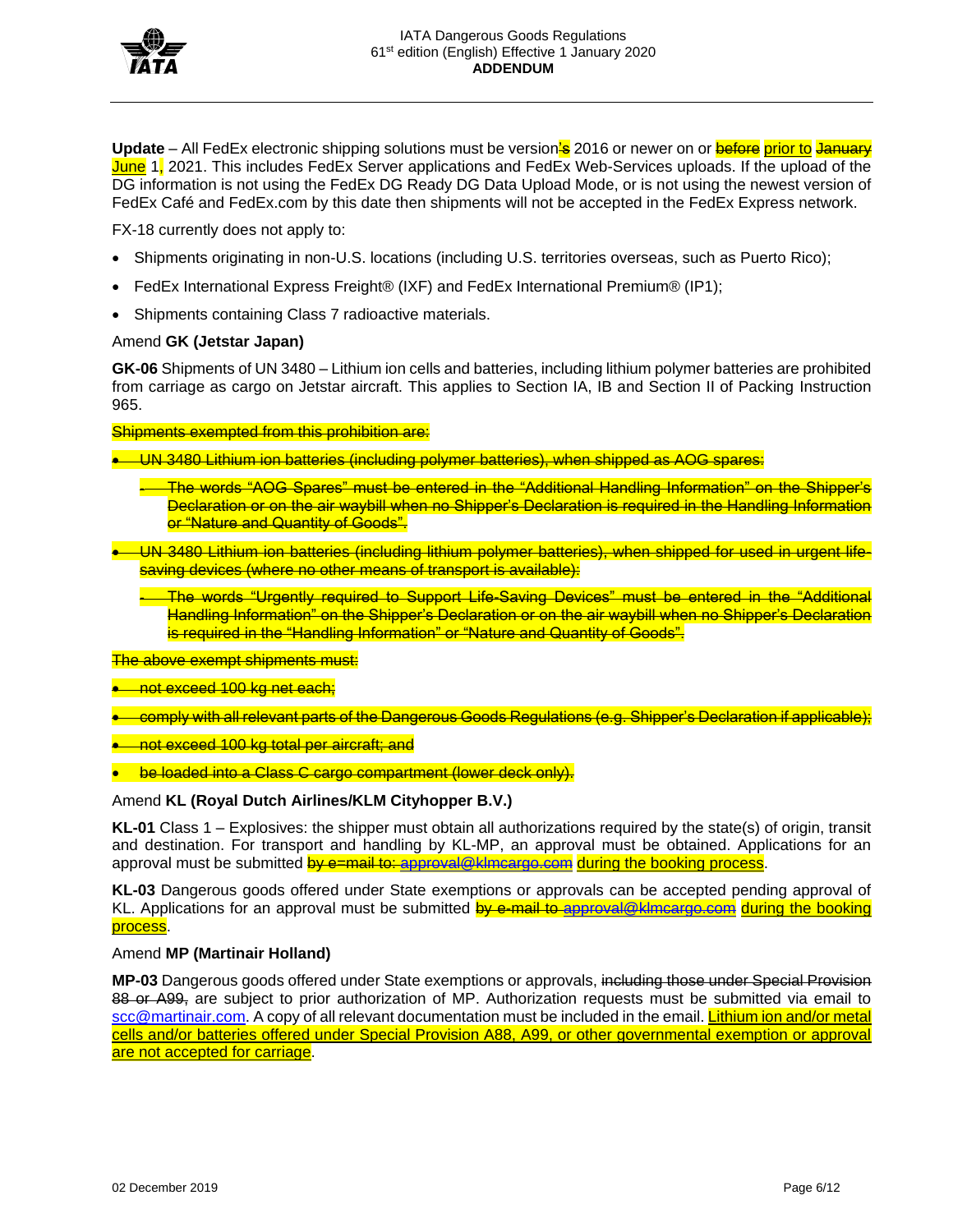**Update** – All FedEx electronic shipping solutions must be version~~'s~~ 2016 or newer on or ~~before~~ prior to ~~January~~ June 1~~,~~ 2021. This includes FedEx Server applications and FedEx Web-Services uploads. If the upload of the DG information is not using the FedEx DG Ready DG Data Upload Mode, or is not using the newest version of FedEx Café and FedEx.com by this date then shipments will not be accepted in the FedEx Express network.

FX-18 currently does not apply to:

- Shipments originating in non-U.S. locations (including U.S. territories overseas, such as Puerto Rico);
- FedEx International Express Freight® (IXF) and FedEx International Premium® (IP1);
- Shipments containing Class 7 radioactive materials.

Amend **GK (Jetstar Japan)**

**GK-06** Shipments of UN 3480 – Lithium ion cells and batteries, including lithium polymer batteries are prohibited from carriage as cargo on Jetstar aircraft. This applies to Section IA, IB and Section II of Packing Instruction 965.

~~Shipments exempted from this prohibition are:~~

- ~~UN 3480 Lithium ion batteries (including polymer batteries), when shipped as AOG spares:~~
  - ~~The words "AOG Spares" must be entered in the "Additional Handling Information" on the Shipper's Declaration or on the air waybill when no Shipper's Declaration is required in the Handling Information or "Nature and Quantity of Goods".~~
- ~~UN 3480 Lithium ion batteries (including lithium polymer batteries), when shipped for used in urgent life-saving devices (where no other means of transport is available):~~
  - ~~The words "Urgently required to Support Life-Saving Devices" must be entered in the "Additional Handling Information" on the Shipper's Declaration or on the air waybill when no Shipper's Declaration is required in the "Handling Information" or "Nature and Quantity of Goods".~~

~~The above exempt shipments must:~~

- ~~not exceed 100 kg net each;~~
- ~~comply with all relevant parts of the Dangerous Goods Regulations (e.g. Shipper's Declaration if applicable);~~
- ~~not exceed 100 kg total per aircraft; and~~
- ~~be loaded into a Class C cargo compartment (lower deck only).~~

Amend **KL (Royal Dutch Airlines/KLM Cityhopper B.V.)**

**KL-01** Class 1 – Explosives: the shipper must obtain all authorizations required by the state(s) of origin, transit and destination. For transport and handling by KL-MP, an approval must be obtained. Applications for an approval must be submitted ~~by e=mail to: approval@klmcargo.com~~ during the booking process.

**KL-03** Dangerous goods offered under State exemptions or approvals can be accepted pending approval of KL. Applications for an approval must be submitted ~~by e-mail to approval@klmcargo.com~~ during the booking process.

Amend **MP (Martinair Holland)**

**MP-03** Dangerous goods offered under State exemptions or approvals, ~~including those under Special Provision 88 or A99,~~ are subject to prior authorization of MP. Authorization requests must be submitted via email to scc@martinair.com. A copy of all relevant documentation must be included in the email. Lithium ion and/or metal cells and/or batteries offered under Special Provision A88, A99, or other governmental exemption or approval are not accepted for carriage.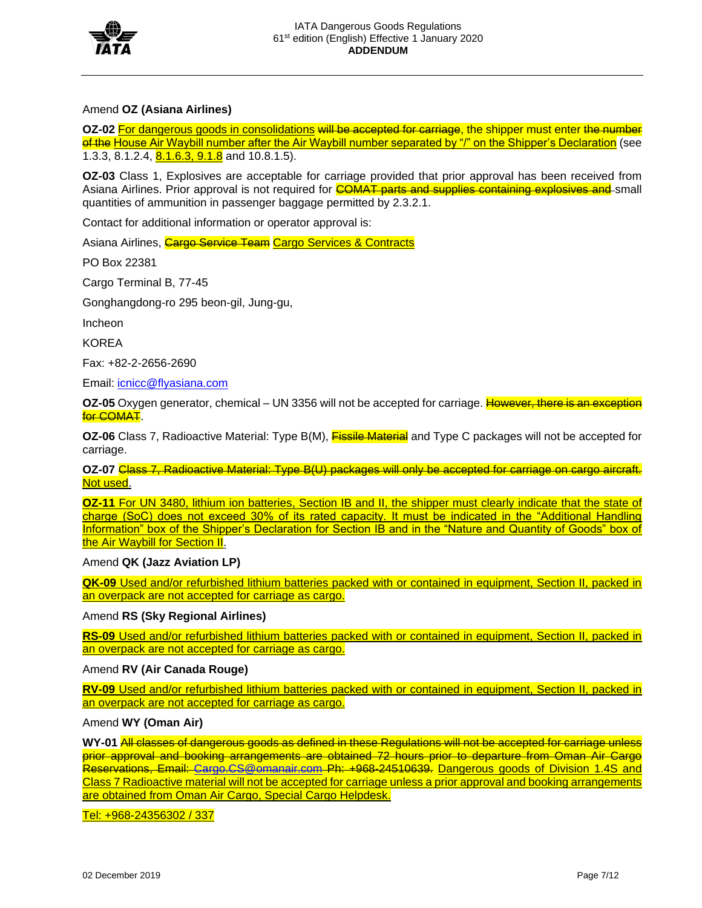Amend **OZ (Asiana Airlines)**

**OZ-02** For dangerous goods in consolidations ~~will be accepted for carriage~~, the shipper must enter ~~the number of the~~ House Air Waybill number after the Air Waybill number separated by "/" on the Shipper's Declaration (see 1.3.3, 8.1.2.4, 8.1.6.3, 9.1.8 and 10.8.1.5).

**OZ-03** Class 1, Explosives are acceptable for carriage provided that prior approval has been received from Asiana Airlines. Prior approval is not required for ~~COMAT parts and supplies containing explosives and~~ small quantities of ammunition in passenger baggage permitted by 2.3.2.1.

Contact for additional information or operator approval is:

Asiana Airlines, ~~Cargo Service Team~~ Cargo Services & Contracts

PO Box 22381

Cargo Terminal B, 77-45

Gonghangdong-ro 295 beon-gil, Jung-gu,

Incheon

KOREA

Fax: +82-2-2656-2690

Email: icnicc@flyasiana.com

**OZ-05** Oxygen generator, chemical – UN 3356 will not be accepted for carriage. ~~However, there is an exception for COMAT~~.

**OZ-06** Class 7, Radioactive Material: Type B(M), ~~Fissile Material~~ and Type C packages will not be accepted for carriage.

**OZ-07** ~~Class 7, Radioactive Material: Type B(U) packages will only be accepted for carriage on cargo aircraft.~~ Not used.

**OZ-11** For UN 3480, lithium ion batteries, Section IB and II, the shipper must clearly indicate that the state of charge (SoC) does not exceed 30% of its rated capacity. It must be indicated in the "Additional Handling Information" box of the Shipper's Declaration for Section IB and in the "Nature and Quantity of Goods" box of the Air Waybill for Section II.

Amend **QK (Jazz Aviation LP)**

**QK-09** Used and/or refurbished lithium batteries packed with or contained in equipment, Section II, packed in an overpack are not accepted for carriage as cargo.

Amend **RS (Sky Regional Airlines)**

**RS-09** Used and/or refurbished lithium batteries packed with or contained in equipment, Section II, packed in an overpack are not accepted for carriage as cargo.

Amend **RV (Air Canada Rouge)**

**RV-09** Used and/or refurbished lithium batteries packed with or contained in equipment, Section II, packed in an overpack are not accepted for carriage as cargo.

Amend **WY (Oman Air)**

**WY-01** ~~All classes of dangerous goods as defined in these Regulations will not be accepted for carriage unless prior approval and booking arrangements are obtained 72 hours prior to departure from Oman Air Cargo Reservations, Email: Cargo.CS@omanair.com Ph: +968-24510639.~~ Dangerous goods of Division 1.4S and Class 7 Radioactive material will not be accepted for carriage unless a prior approval and booking arrangements are obtained from Oman Air Cargo, Special Cargo Helpdesk.

Tel: +968-24356302 / 337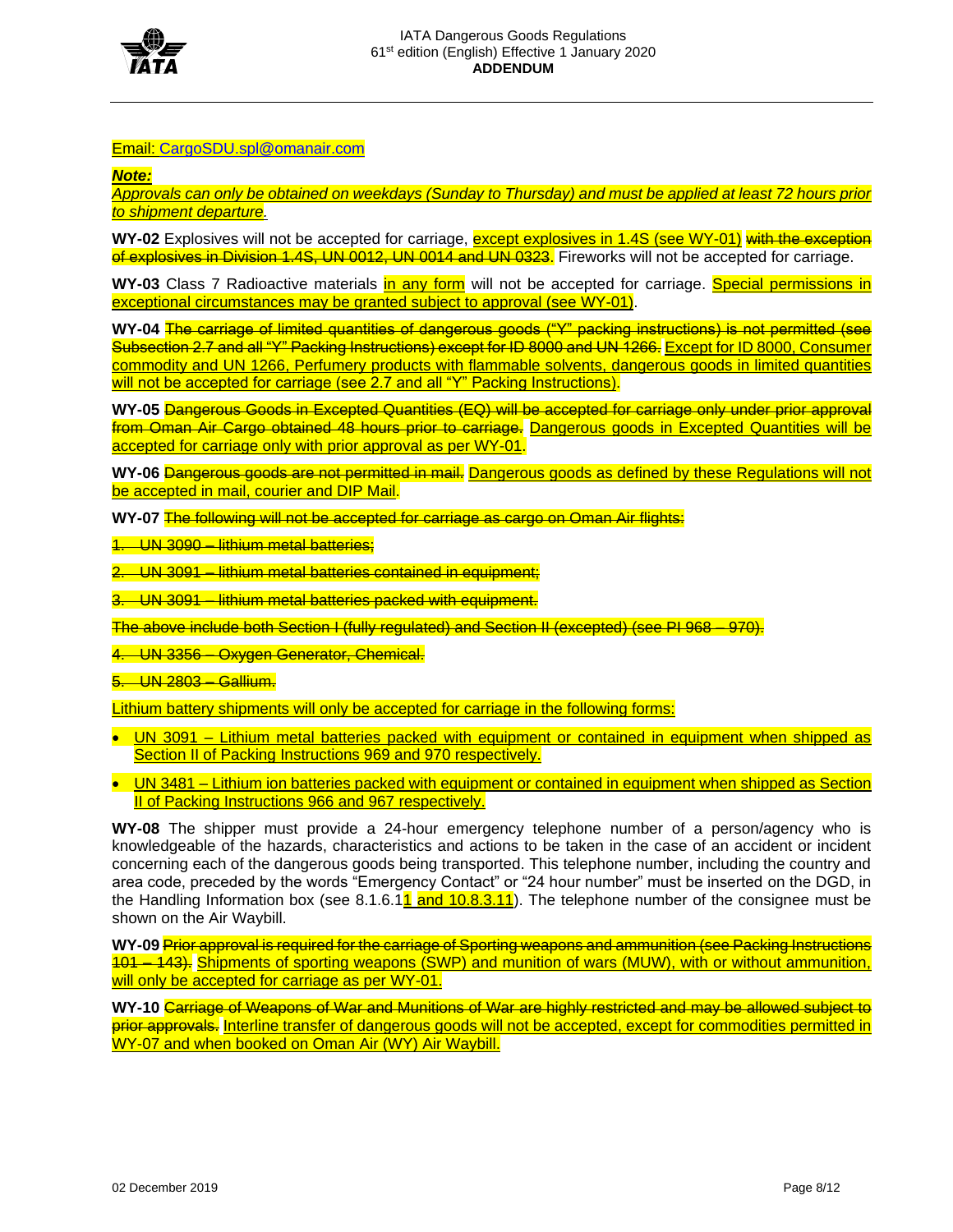Email: CargoSDU.spl@omanair.com

***Note:***

*Approvals can only be obtained on weekdays (Sunday to Thursday) and must be applied at least 72 hours prior to shipment departure.*

**WY-02** Explosives will not be accepted for carriage, except explosives in 1.4S (see WY-01) ~~with the exception of explosives in Division 1.4S, UN 0012, UN 0014 and UN 0323.~~ Fireworks will not be accepted for carriage.

**WY-03** Class 7 Radioactive materials in any form will not be accepted for carriage. Special permissions in exceptional circumstances may be granted subject to approval (see WY-01).

**WY-04** ~~The carriage of limited quantities of dangerous goods ("Y" packing instructions) is not permitted (see Subsection 2.7 and all "Y" Packing Instructions) except for ID 8000 and UN 1266.~~ Except for ID 8000, Consumer commodity and UN 1266, Perfumery products with flammable solvents, dangerous goods in limited quantities will not be accepted for carriage (see 2.7 and all "Y" Packing Instructions).

**WY-05** ~~Dangerous Goods in Excepted Quantities (EQ) will be accepted for carriage only under prior approval from Oman Air Cargo obtained 48 hours prior to carriage.~~ Dangerous goods in Excepted Quantities will be accepted for carriage only with prior approval as per WY-01.

**WY-06** ~~Dangerous goods are not permitted in mail.~~ Dangerous goods as defined by these Regulations will not be accepted in mail, courier and DIP Mail.

**WY-07** ~~The following will not be accepted for carriage as cargo on Oman Air flights:~~

~~1. UN 3090 – lithium metal batteries;~~

~~2. UN 3091 – lithium metal batteries contained in equipment;~~

~~3. UN 3091 – lithium metal batteries packed with equipment.~~

~~The above include both Section I (fully regulated) and Section II (excepted) (see PI 968 – 970).~~

~~4. UN 3356 – Oxygen Generator, Chemical.~~

~~5. UN 2803 – Gallium.~~

Lithium battery shipments will only be accepted for carriage in the following forms:

- UN 3091 – Lithium metal batteries packed with equipment or contained in equipment when shipped as Section II of Packing Instructions 969 and 970 respectively.
- UN 3481 – Lithium ion batteries packed with equipment or contained in equipment when shipped as Section II of Packing Instructions 966 and 967 respectively.

**WY-08** The shipper must provide a 24-hour emergency telephone number of a person/agency who is knowledgeable of the hazards, characteristics and actions to be taken in the case of an accident or incident concerning each of the dangerous goods being transported. This telephone number, including the country and area code, preceded by the words "Emergency Contact" or "24 hour number" must be inserted on the DGD, in the Handling Information box (see 8.1.6.11 and 10.8.3.11). The telephone number of the consignee must be shown on the Air Waybill.

**WY-09** ~~Prior approval is required for the carriage of Sporting weapons and ammunition (see Packing Instructions 101 – 143).~~ Shipments of sporting weapons (SWP) and munition of wars (MUW), with or without ammunition, will only be accepted for carriage as per WY-01.

**WY-10** ~~Carriage of Weapons of War and Munitions of War are highly restricted and may be allowed subject to prior approvals.~~ Interline transfer of dangerous goods will not be accepted, except for commodities permitted in WY-07 and when booked on Oman Air (WY) Air Waybill.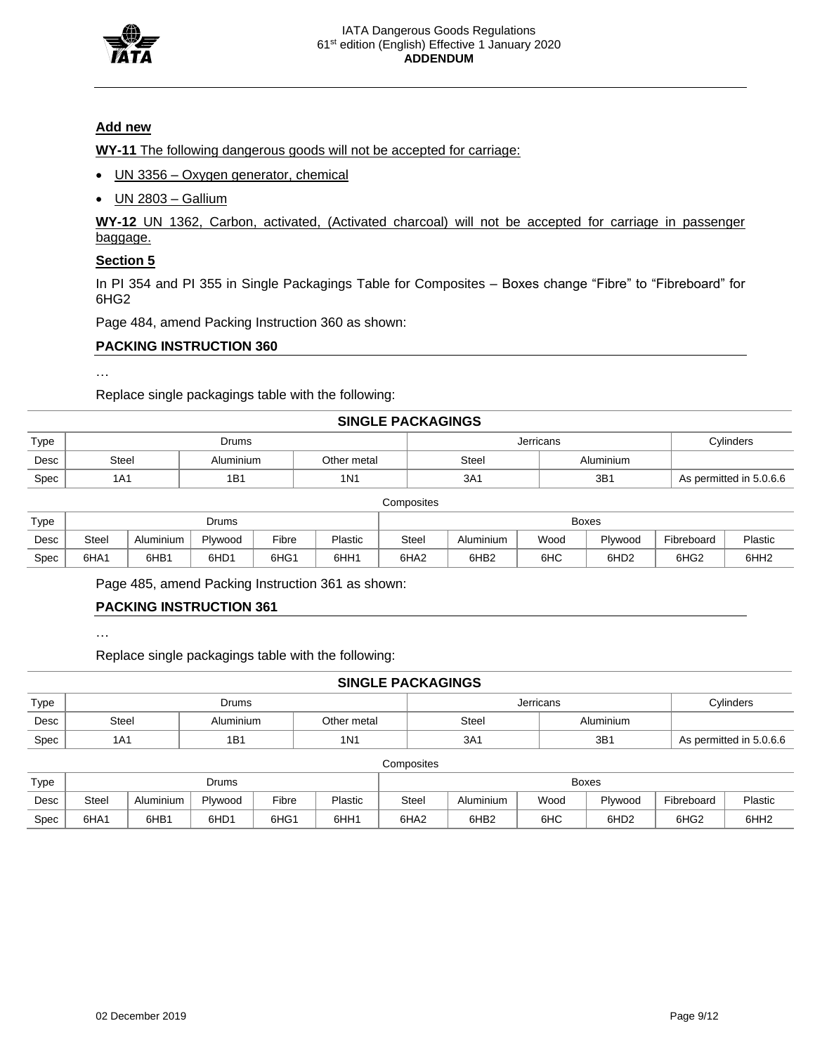**Add new**

**WY-11** The following dangerous goods will not be accepted for carriage:

- UN 3356 – Oxygen generator, chemical
- UN 2803 – Gallium

**WY-12** UN 1362, Carbon, activated, (Activated charcoal) will not be accepted for carriage in passenger baggage.

**Section 5**

In PI 354 and PI 355 in Single Packagings Table for Composites – Boxes change "Fibre" to "Fibreboard" for 6HG2

Page 484, amend Packing Instruction 360 as shown:

**PACKING INSTRUCTION 360**

…

Replace single packagings table with the following:

**SINGLE PACKAGINGS**

| Type | Drums | | | Jerricans | | Cylinders |
|---|---|---|---|---|---|---|
| Desc | Steel | Aluminium | Other metal | Steel | Aluminium | |
| Spec | 1A1 | 1B1 | 1N1 | 3A1 | 3B1 | As permitted in 5.0.6.6 |

Composites

| Type | Drums | | | | | Boxes | | | | | |
|---|---|---|---|---|---|---|---|---|---|---|---|
| Desc | Steel | Aluminium | Plywood | Fibre | Plastic | Steel | Aluminium | Wood | Plywood | Fibreboard | Plastic |
| Spec | 6HA1 | 6HB1 | 6HD1 | 6HG1 | 6HH1 | 6HA2 | 6HB2 | 6HC | 6HD2 | 6HG2 | 6HH2 |

Page 485, amend Packing Instruction 361 as shown:

**PACKING INSTRUCTION 361**

…

Replace single packagings table with the following:

**SINGLE PACKAGINGS**

| Type | Drums | | | Jerricans | | Cylinders |
|---|---|---|---|---|---|---|
| Desc | Steel | Aluminium | Other metal | Steel | Aluminium | |
| Spec | 1A1 | 1B1 | 1N1 | 3A1 | 3B1 | As permitted in 5.0.6.6 |

Composites

| Type | Drums | | | | | Boxes | | | | | |
|---|---|---|---|---|---|---|---|---|---|---|---|
| Desc | Steel | Aluminium | Plywood | Fibre | Plastic | Steel | Aluminium | Wood | Plywood | Fibreboard | Plastic |
| Spec | 6HA1 | 6HB1 | 6HD1 | 6HG1 | 6HH1 | 6HA2 | 6HB2 | 6HC | 6HD2 | 6HG2 | 6HH2 |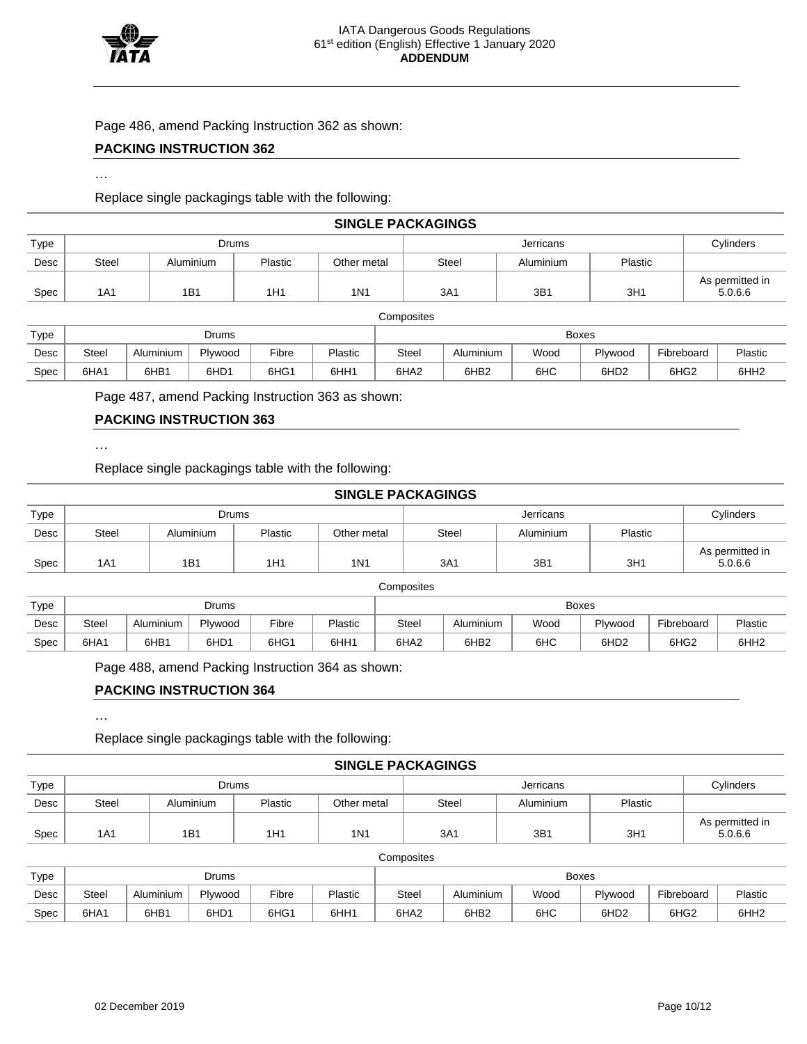Page 486, amend Packing Instruction 362 as shown:

## PACKING INSTRUCTION 362

…

Replace single packagings table with the following:

| SINGLE PACKAGINGS | | | | | | | | |
|---|---|---|---|---|---|---|---|---|
| Type | Drums | | | | Jerricans | | | Cylinders |
| Desc | Steel | Aluminium | Plastic | Other metal | Steel | Aluminium | Plastic | |
| Spec | 1A1 | 1B1 | 1H1 | 1N1 | 3A1 | 3B1 | 3H1 | As permitted in 5.0.6.6 |

| Composites | | | | | | | | | | | |
|---|---|---|---|---|---|---|---|---|---|---|---|
| Type | Drums | | | | | Boxes | | | | | |
| Desc | Steel | Aluminium | Plywood | Fibre | Plastic | Steel | Aluminium | Wood | Plywood | Fibreboard | Plastic |
| Spec | 6HA1 | 6HB1 | 6HD1 | 6HG1 | 6HH1 | 6HA2 | 6HB2 | 6HC | 6HD2 | 6HG2 | 6HH2 |

Page 487, amend Packing Instruction 363 as shown:

## PACKING INSTRUCTION 363

…

Replace single packagings table with the following:

| SINGLE PACKAGINGS | | | | | | | | |
|---|---|---|---|---|---|---|---|---|
| Type | Drums | | | | Jerricans | | | Cylinders |
| Desc | Steel | Aluminium | Plastic | Other metal | Steel | Aluminium | Plastic | |
| Spec | 1A1 | 1B1 | 1H1 | 1N1 | 3A1 | 3B1 | 3H1 | As permitted in 5.0.6.6 |

| Composites | | | | | | | | | | | |
|---|---|---|---|---|---|---|---|---|---|---|---|
| Type | Drums | | | | | Boxes | | | | | |
| Desc | Steel | Aluminium | Plywood | Fibre | Plastic | Steel | Aluminium | Wood | Plywood | Fibreboard | Plastic |
| Spec | 6HA1 | 6HB1 | 6HD1 | 6HG1 | 6HH1 | 6HA2 | 6HB2 | 6HC | 6HD2 | 6HG2 | 6HH2 |

Page 488, amend Packing Instruction 364 as shown:

## PACKING INSTRUCTION 364

…

Replace single packagings table with the following:

| SINGLE PACKAGINGS | | | | | | | | |
|---|---|---|---|---|---|---|---|---|
| Type | Drums | | | | Jerricans | | | Cylinders |
| Desc | Steel | Aluminium | Plastic | Other metal | Steel | Aluminium | Plastic | |
| Spec | 1A1 | 1B1 | 1H1 | 1N1 | 3A1 | 3B1 | 3H1 | As permitted in 5.0.6.6 |

| Composites | | | | | | | | | | | |
|---|---|---|---|---|---|---|---|---|---|---|---|
| Type | Drums | | | | | Boxes | | | | | |
| Desc | Steel | Aluminium | Plywood | Fibre | Plastic | Steel | Aluminium | Wood | Plywood | Fibreboard | Plastic |
| Spec | 6HA1 | 6HB1 | 6HD1 | 6HG1 | 6HH1 | 6HA2 | 6HB2 | 6HC | 6HD2 | 6HG2 | 6HH2 |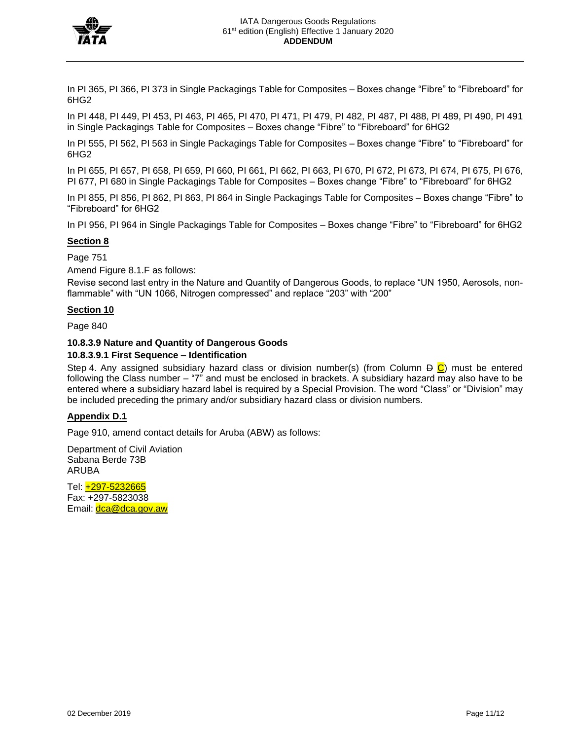In PI 365, PI 366, PI 373 in Single Packagings Table for Composites – Boxes change "Fibre" to "Fibreboard" for 6HG2

In PI 448, PI 449, PI 453, PI 463, PI 465, PI 470, PI 471, PI 479, PI 482, PI 487, PI 488, PI 489, PI 490, PI 491 in Single Packagings Table for Composites – Boxes change "Fibre" to "Fibreboard" for 6HG2

In PI 555, PI 562, PI 563 in Single Packagings Table for Composites – Boxes change "Fibre" to "Fibreboard" for 6HG2

In PI 655, PI 657, PI 658, PI 659, PI 660, PI 661, PI 662, PI 663, PI 670, PI 672, PI 673, PI 674, PI 675, PI 676, PI 677, PI 680 in Single Packagings Table for Composites – Boxes change "Fibre" to "Fibreboard" for 6HG2

In PI 855, PI 856, PI 862, PI 863, PI 864 in Single Packagings Table for Composites – Boxes change "Fibre" to "Fibreboard" for 6HG2

In PI 956, PI 964 in Single Packagings Table for Composites – Boxes change "Fibre" to "Fibreboard" for 6HG2

**Section 8**

Page 751

Amend Figure 8.1.F as follows:

Revise second last entry in the Nature and Quantity of Dangerous Goods, to replace "UN 1950, Aerosols, non-flammable" with "UN 1066, Nitrogen compressed" and replace "203" with "200"

**Section 10**

Page 840

**10.8.3.9 Nature and Quantity of Dangerous Goods**

**10.8.3.9.1 First Sequence – Identification**

Step 4. Any assigned subsidiary hazard class or division number(s) (from Column ~~D~~ C) must be entered following the Class number – "7" and must be enclosed in brackets. A subsidiary hazard may also have to be entered where a subsidiary hazard label is required by a Special Provision. The word "Class" or "Division" may be included preceding the primary and/or subsidiary hazard class or division numbers.

**Appendix D.1**

Page 910, amend contact details for Aruba (ABW) as follows:

Department of Civil Aviation
Sabana Berde 73B
ARUBA

Tel: +297-5232665
Fax: +297-5823038
Email: dca@dca.gov.aw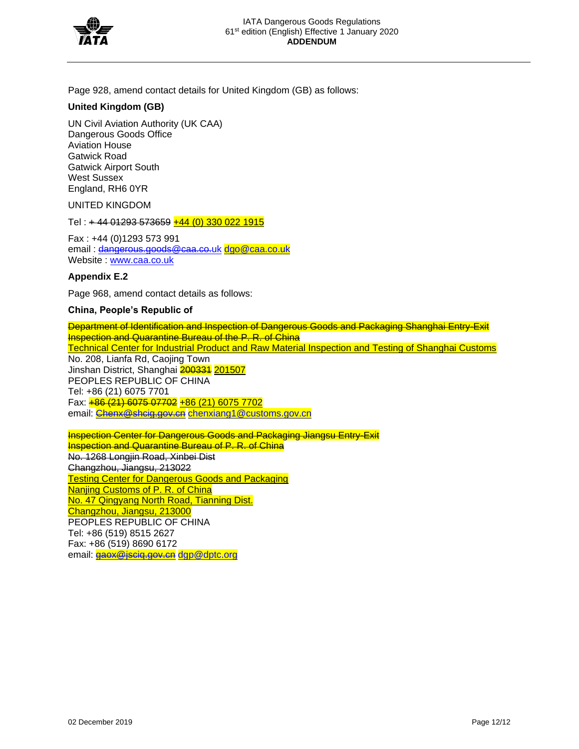Page 928, amend contact details for United Kingdom (GB) as follows:

**United Kingdom (GB)**

UN Civil Aviation Authority (UK CAA)
Dangerous Goods Office
Aviation House
Gatwick Road
Gatwick Airport South
West Sussex
England, RH6 0YR

UNITED KINGDOM

Tel : ~~+ 44 01293 573659~~ +44 (0) 330 022 1915

Fax : +44 (0)1293 573 991
email : ~~dangerous.goods@caa.co.uk~~ dgo@caa.co.uk
Website : www.caa.co.uk

**Appendix E.2**

Page 968, amend contact details as follows:

**China, People's Republic of**

~~Department of Identification and Inspection of Dangerous Goods and Packaging Shanghai Entry-Exit Inspection and Quarantine Bureau of the P. R. of China~~
Technical Center for Industrial Product and Raw Material Inspection and Testing of Shanghai Customs
No. 208, Lianfa Rd, Caojing Town
Jinshan District, Shanghai ~~200331~~ 201507
PEOPLES REPUBLIC OF CHINA
Tel: +86 (21) 6075 7701
Fax: ~~+86 (21) 6075 07702~~ +86 (21) 6075 7702
email: ~~Chenx@shciq.gov.cn~~ chenxiang1@customs.gov.cn

~~Inspection Center for Dangerous Goods and Packaging Jiangsu Entry-Exit Inspection and Quarantine Bureau of P. R. of China~~
~~No. 1268 Longjin Road, Xinbei Dist~~
~~Changzhou, Jiangsu, 213022~~
Testing Center for Dangerous Goods and Packaging
Nanjing Customs of P. R. of China
No. 47 Qingyang North Road, Tianning Dist.
Changzhou, Jiangsu, 213000
PEOPLES REPUBLIC OF CHINA
Tel: +86 (519) 8515 2627
Fax: +86 (519) 8690 6172
email: ~~gaox@jsciq.gov.cn~~ dgp@dptc.org